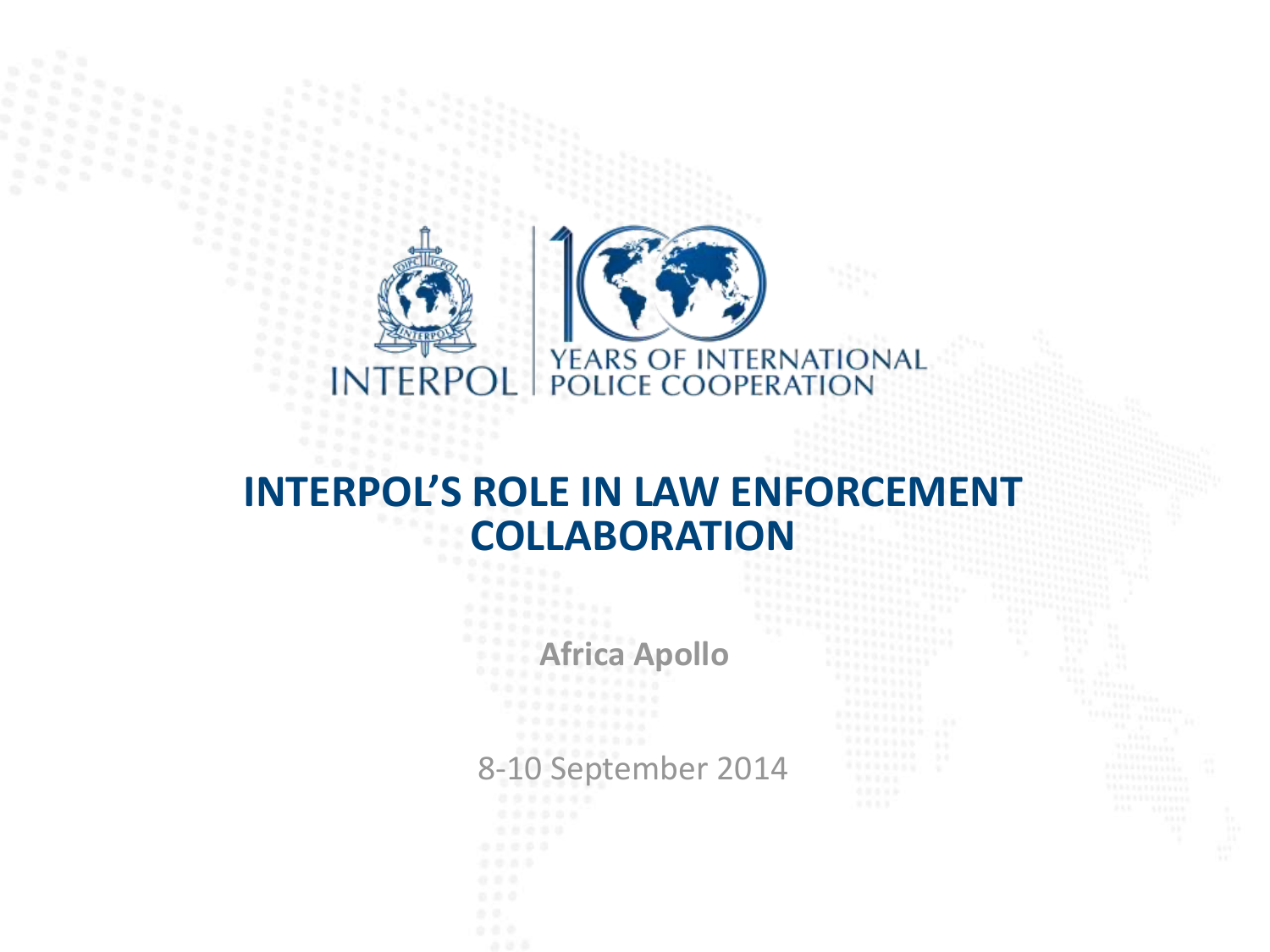INTERPOL | YEARS OF INTERNATIONAL POLICE COOPERATION

# INTERPOL'S ROLE IN LAW ENFORCEMENT COLLABORATION

**Africa Apollo**

8-10 September 2014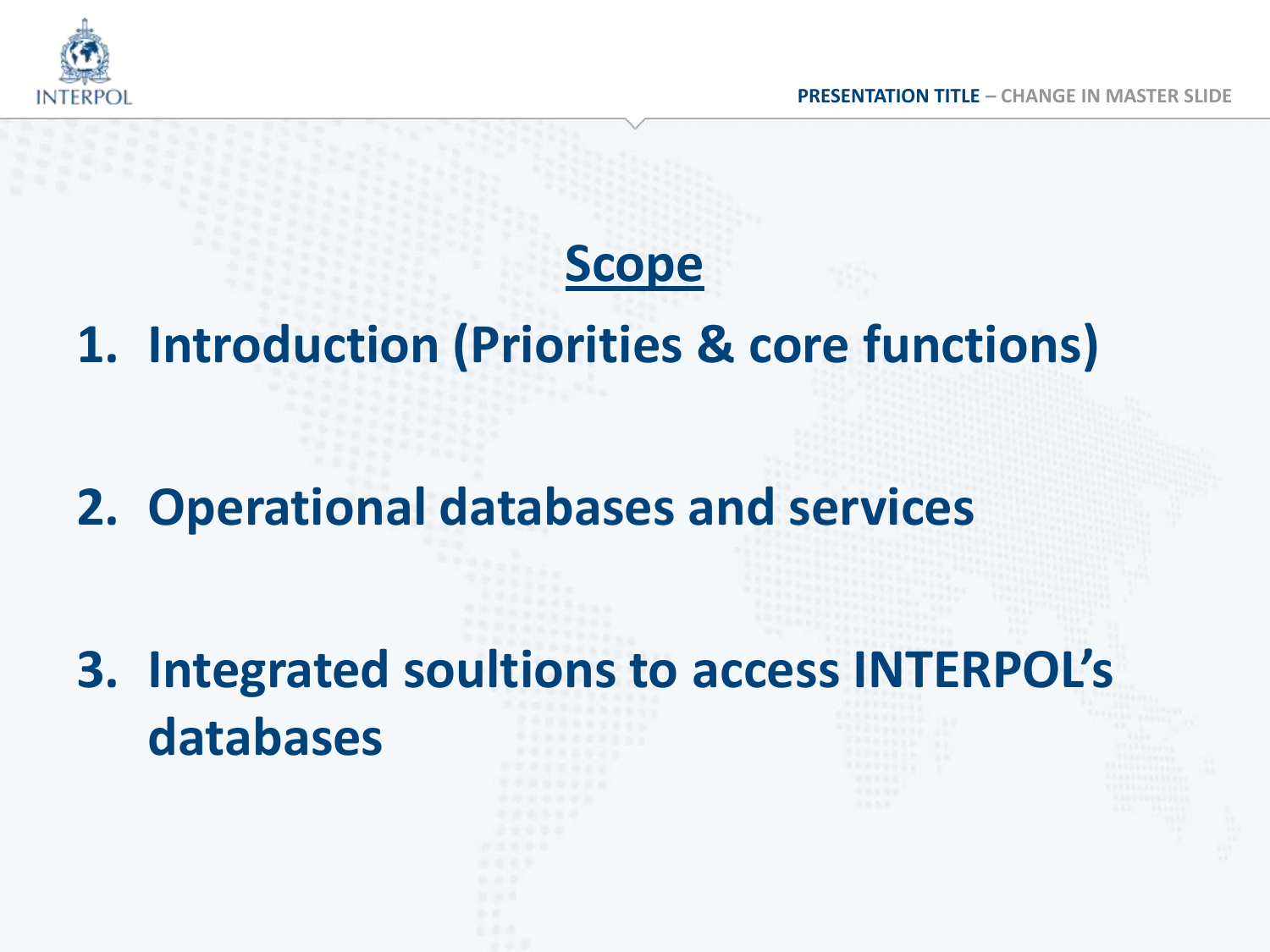# Scope

1. **Introduction (Priorities & core functions)**

2. **Operational databases and services**

3. **Integrated soultions to access INTERPOL's databases**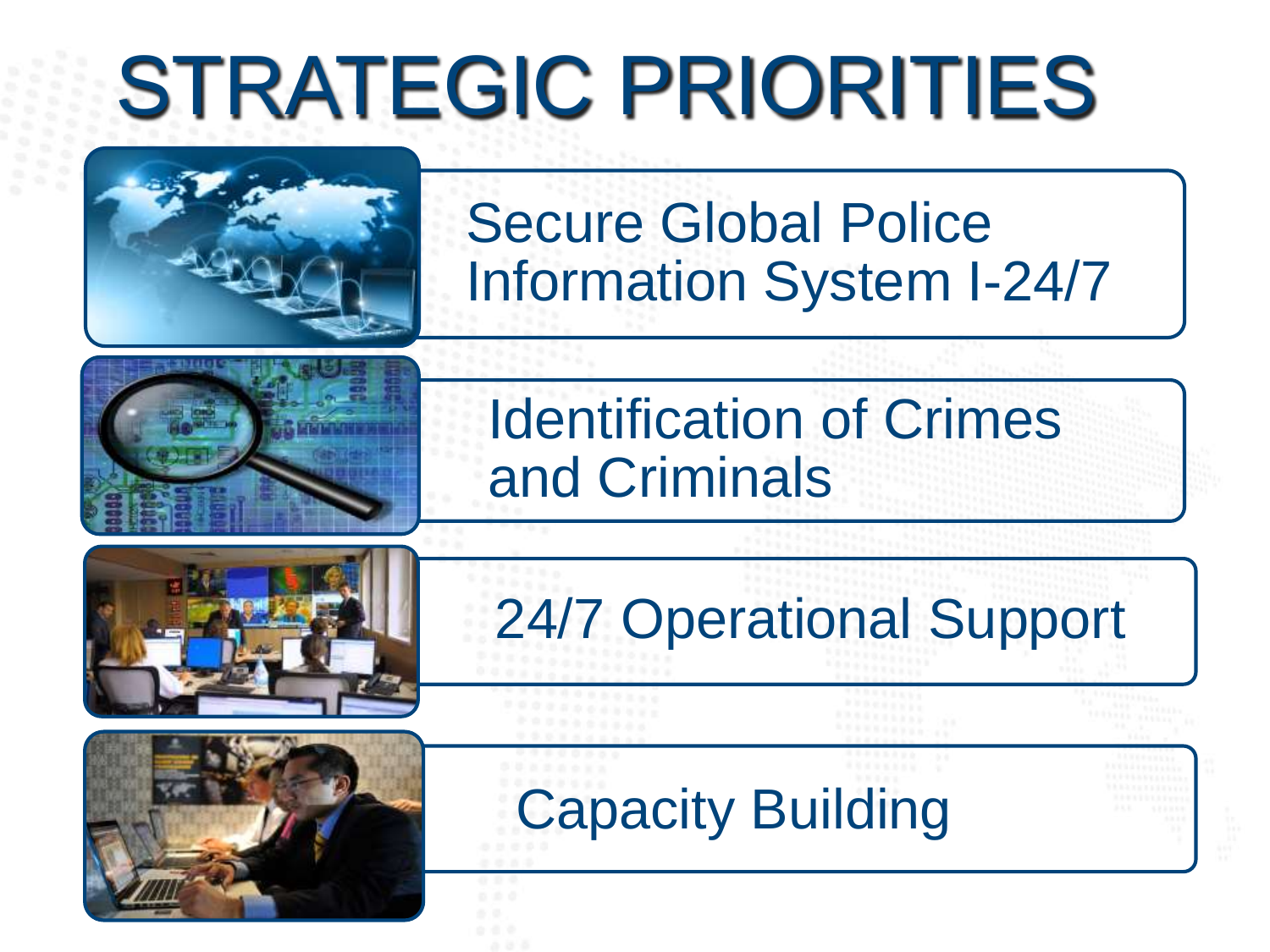# STRATEGIC PRIORITIES

- Secure Global Police Information System I-24/7
- Identification of Crimes and Criminals
- 24/7 Operational Support
- Capacity Building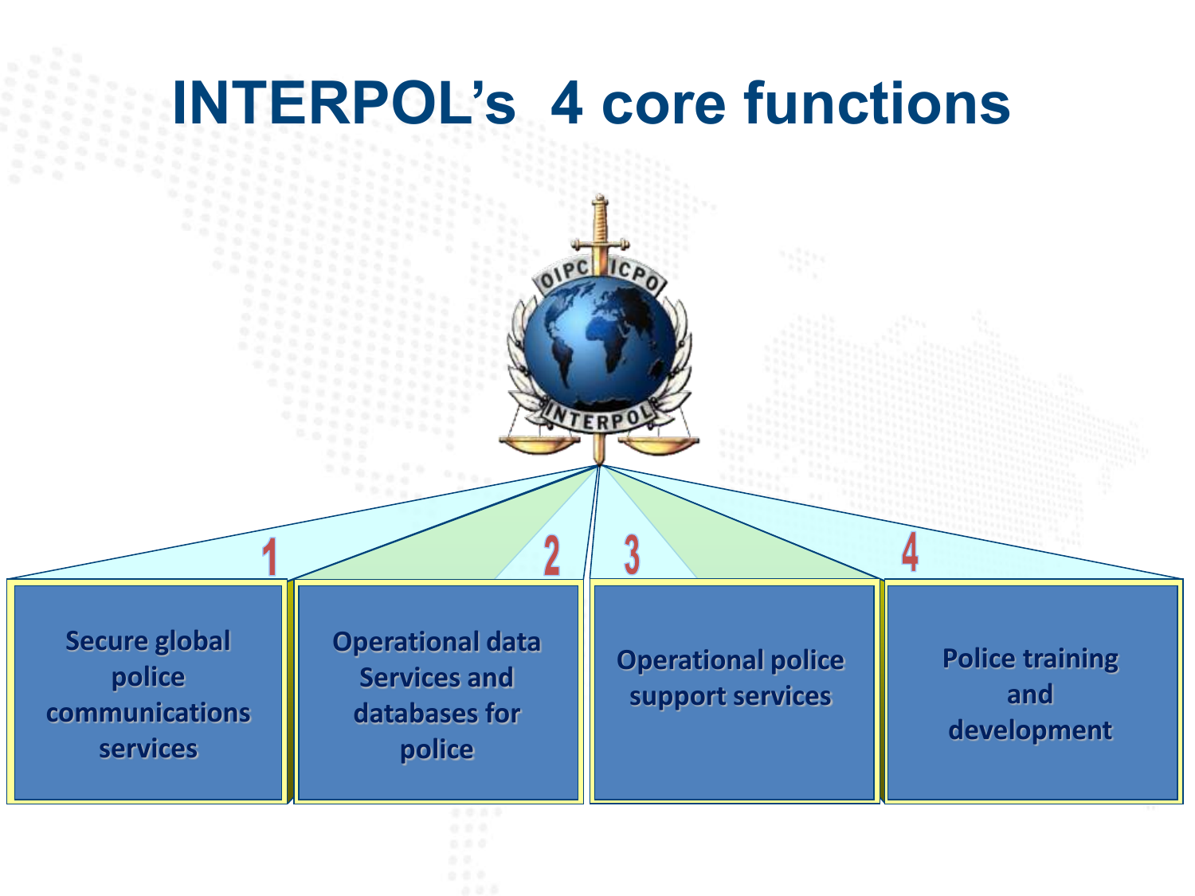# INTERPOL's 4 core functions

1. Secure global police communications services
2. Operational data Services and databases for police
3. Operational police support services
4. Police training and development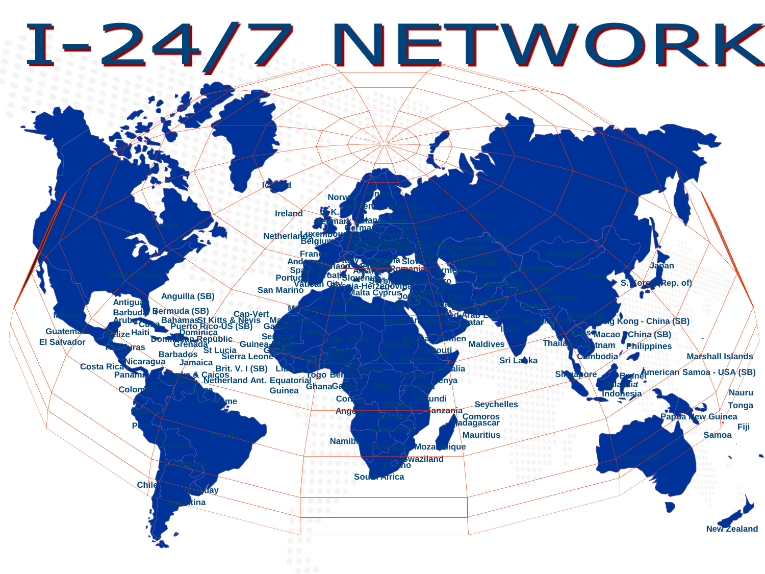# I-24/7 NETWORK

Canada

United States

Mexico

Guatemala

El Salvador

Belize

Honduras

Nicaragua

Costa Rica

Panama

Colombia

Peru

Chile

Argentina

Uruguay

Antigua

Barbuda

Aruba

Cuba

Haiti

Bermuda (SB)

Bahamas

St Kitts & Nevis

Puerto Rico-US (SB)

Dominica

Dominican Republic

Grenada

St Lucia

Barbados

Jamaica

Turks & Caicos

Brit. V. I (SB)

Netherland Ant.

Suriname

Anguilla (SB)

Cap-Vert

Iceland

Ireland

U.K.

Norway

Denmark

Netherlands

Luxembourg

Belgium

Germany

France

Andorra

Spain

Portugal

Monaco

Croatia

Slovenia

Serbia

Bosnia-Herzegovina

Vatican City

San Marino

Malta

Cyprus

Albania

Romania

Slovakia

Armenia

Jordan

Iran

Russia

Mongolia

China

Japan

S. Korea (Rep. of)

Bhutan

India

Bangladesh

Qatar

United Arab Emirates

Maldives

Sri Lanka

Thailand

Vietnam

Cambodia

Hong Kong - China (SB)

Macao - China (SB)

Philippines

Singapore

Brunei

Malaysia

Indonesia

Marshall Islands

American Samoa - USA (SB)

Nauru

Tonga

Papua New Guinea

Fiji

Samoa

Australia

New Zealand

Senegal

Gambia

Mali

Niger

Chad

Sudan

Eritrea

Yemen

Djibouti

Somalia

Kenya

Guinea

Sierra Leone

Liberia

Togo

Benin

Ghana

Gabon

Equatorial Guinea

Congo

DRC

Burundi

Tanzania

Angola

Namibia

Botswana

Mozambique

Swaziland

Lesotho

South Africa

Seychelles

Comoros

Madagascar

Mauritius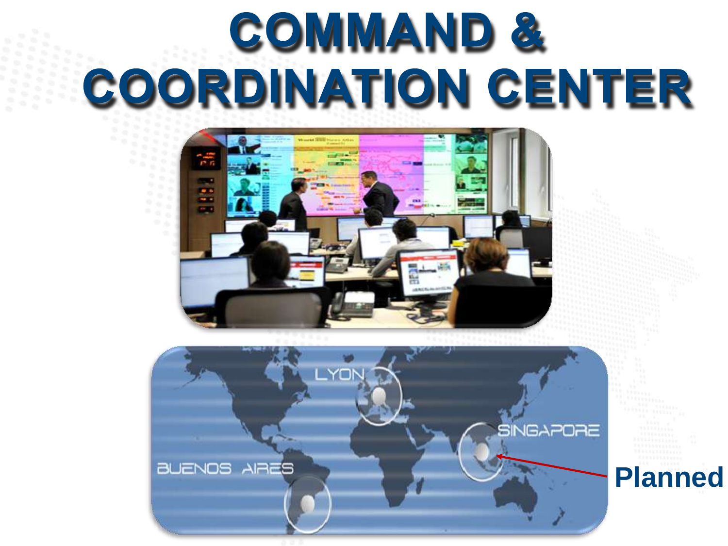# COMMAND & COORDINATION CENTER

LYON

SINGAPORE

BUENOS AIRES

Planned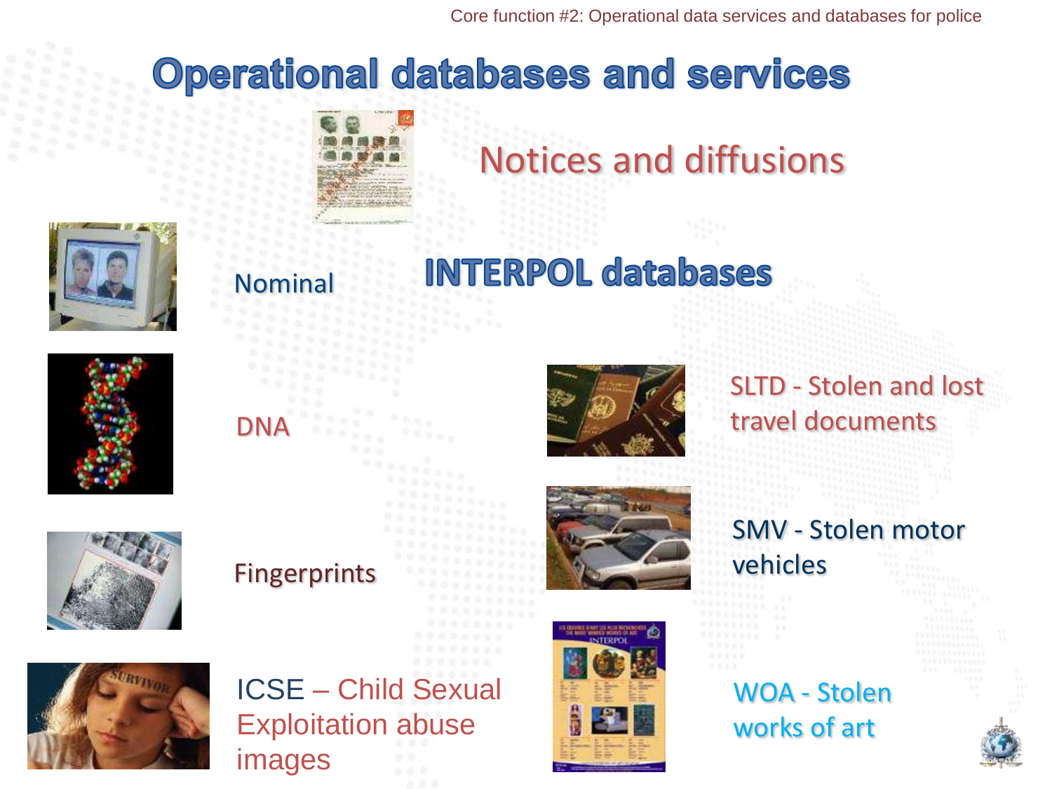# Operational databases and services

## Notices and diffusions

## INTERPOL databases

- Nominal
- DNA
- Fingerprints
- ICSE – Child Sexual Exploitation abuse images
- SLTD - Stolen and lost travel documents
- SMV - Stolen motor vehicles
- WOA - Stolen works of art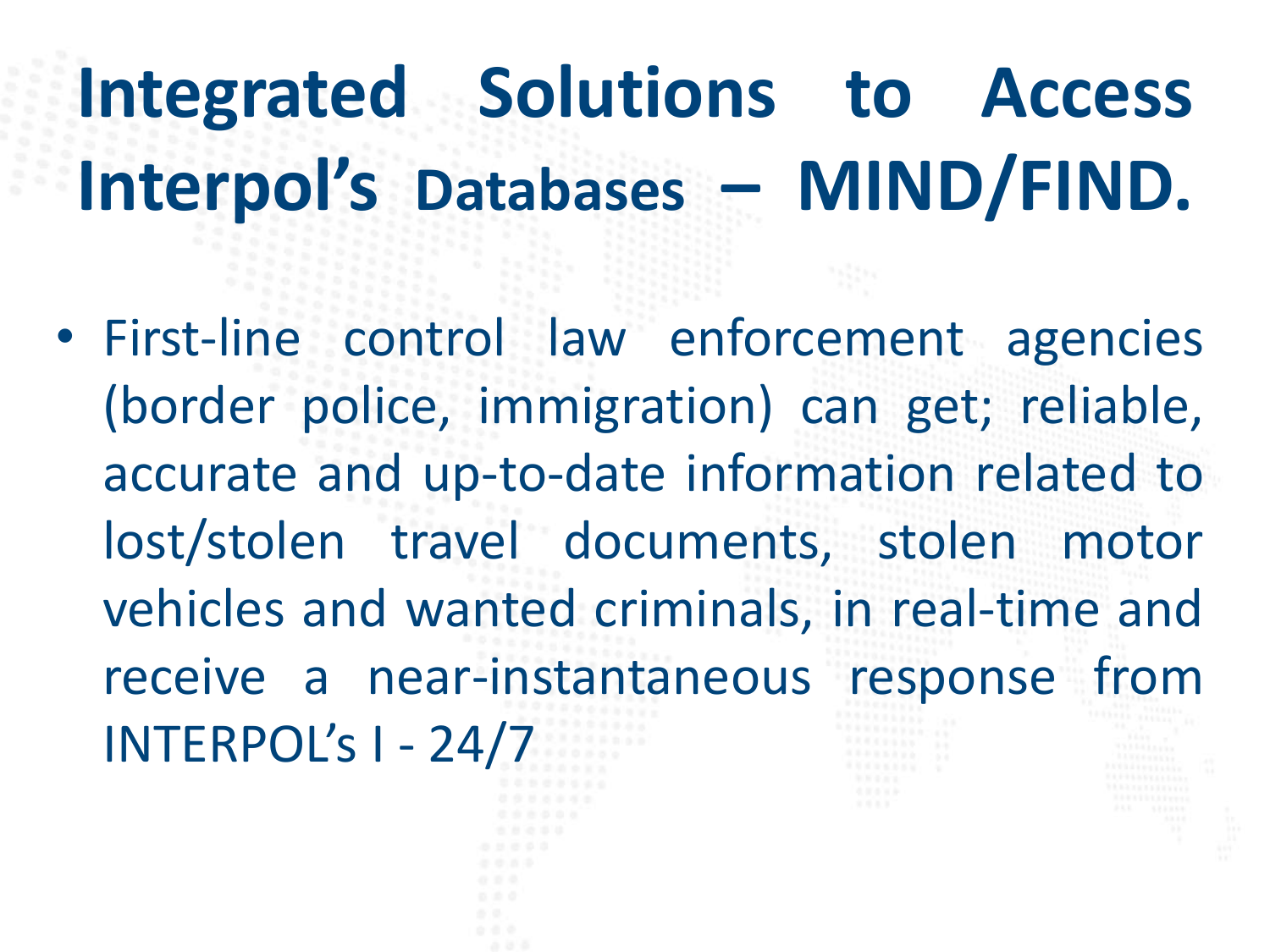# Integrated Solutions to Access Interpol's Databases – MIND/FIND.

- First-line control law enforcement agencies (border police, immigration) can get; reliable, accurate and up-to-date information related to lost/stolen travel documents, stolen motor vehicles and wanted criminals, in real-time and receive a near-instantaneous response from INTERPOL's I - 24/7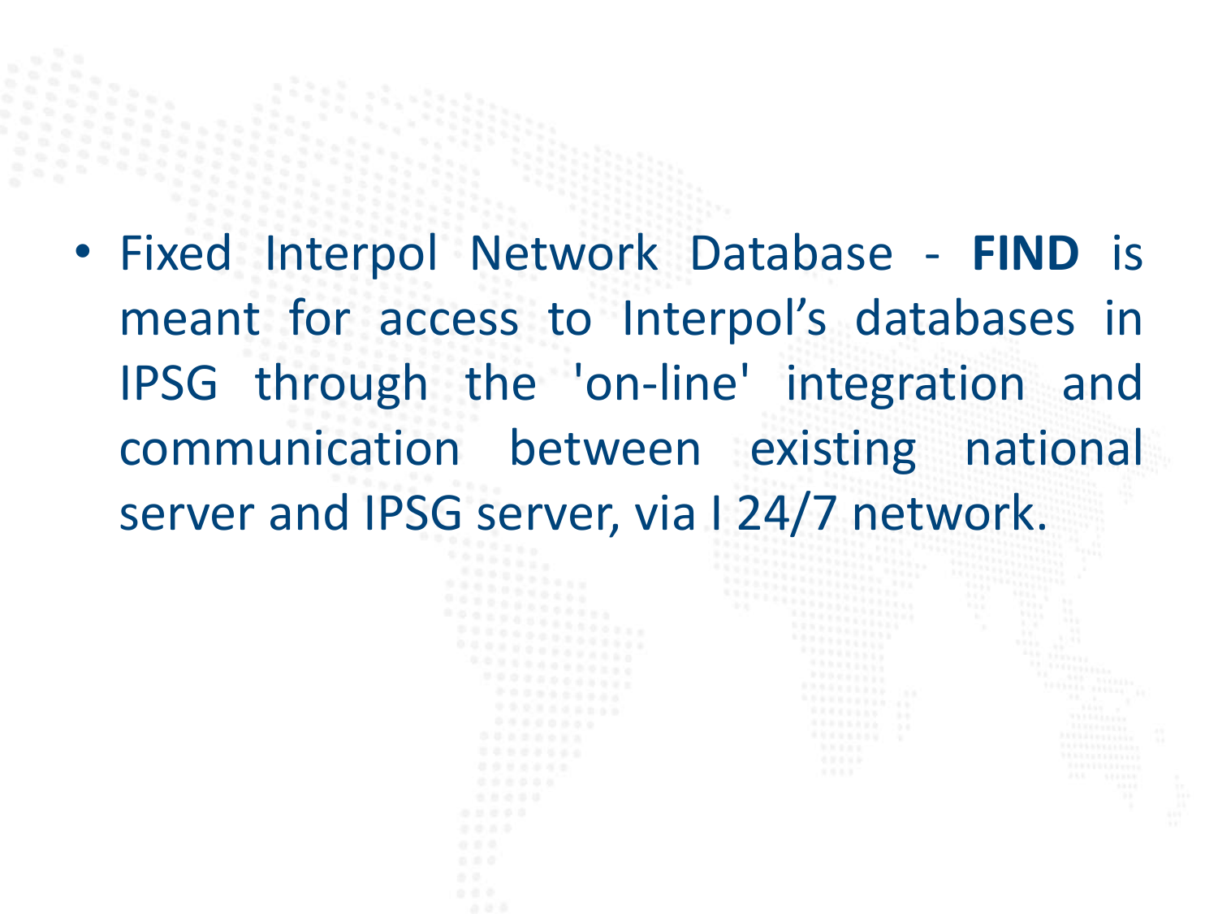- Fixed Interpol Network Database - **FIND** is meant for access to Interpol’s databases in IPSG through the 'on-line' integration and communication between existing national server and IPSG server, via I 24/7 network.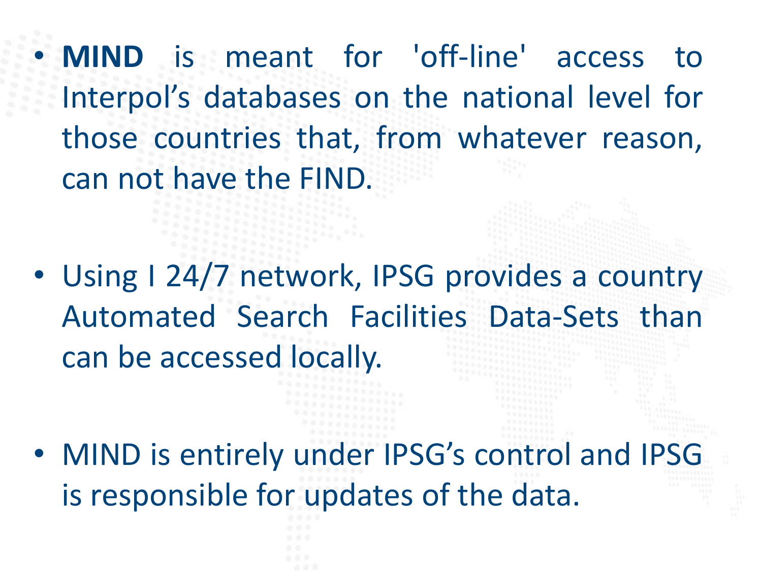- **MIND** is meant for 'off-line' access to Interpol's databases on the national level for those countries that, from whatever reason, can not have the FIND.

- Using I 24/7 network, IPSG provides a country Automated Search Facilities Data-Sets than can be accessed locally.

- MIND is entirely under IPSG's control and IPSG is responsible for updates of the data.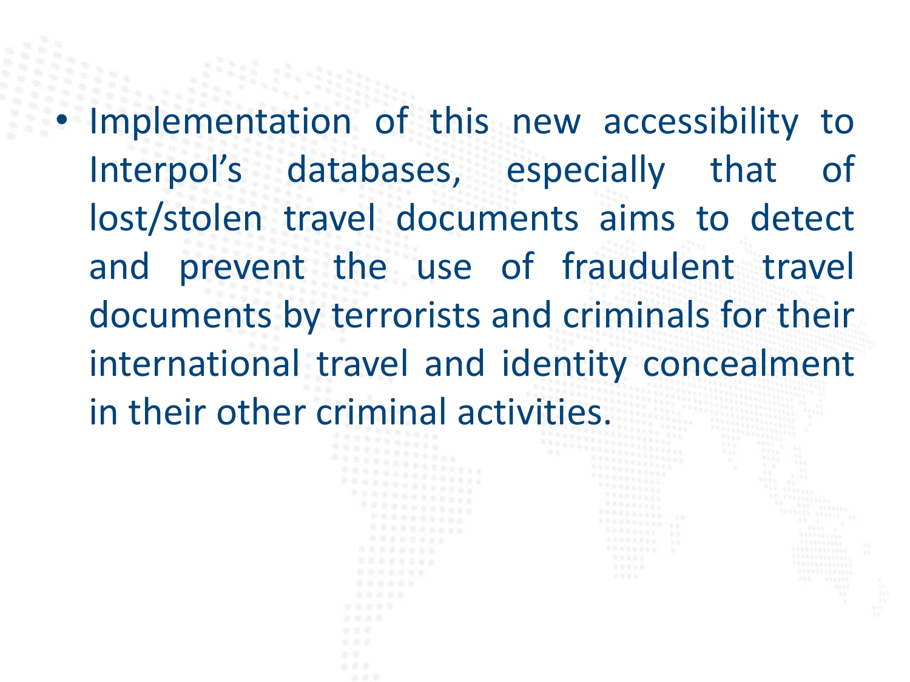- Implementation of this new accessibility to Interpol's databases, especially that of lost/stolen travel documents aims to detect and prevent the use of fraudulent travel documents by terrorists and criminals for their international travel and identity concealment in their other criminal activities.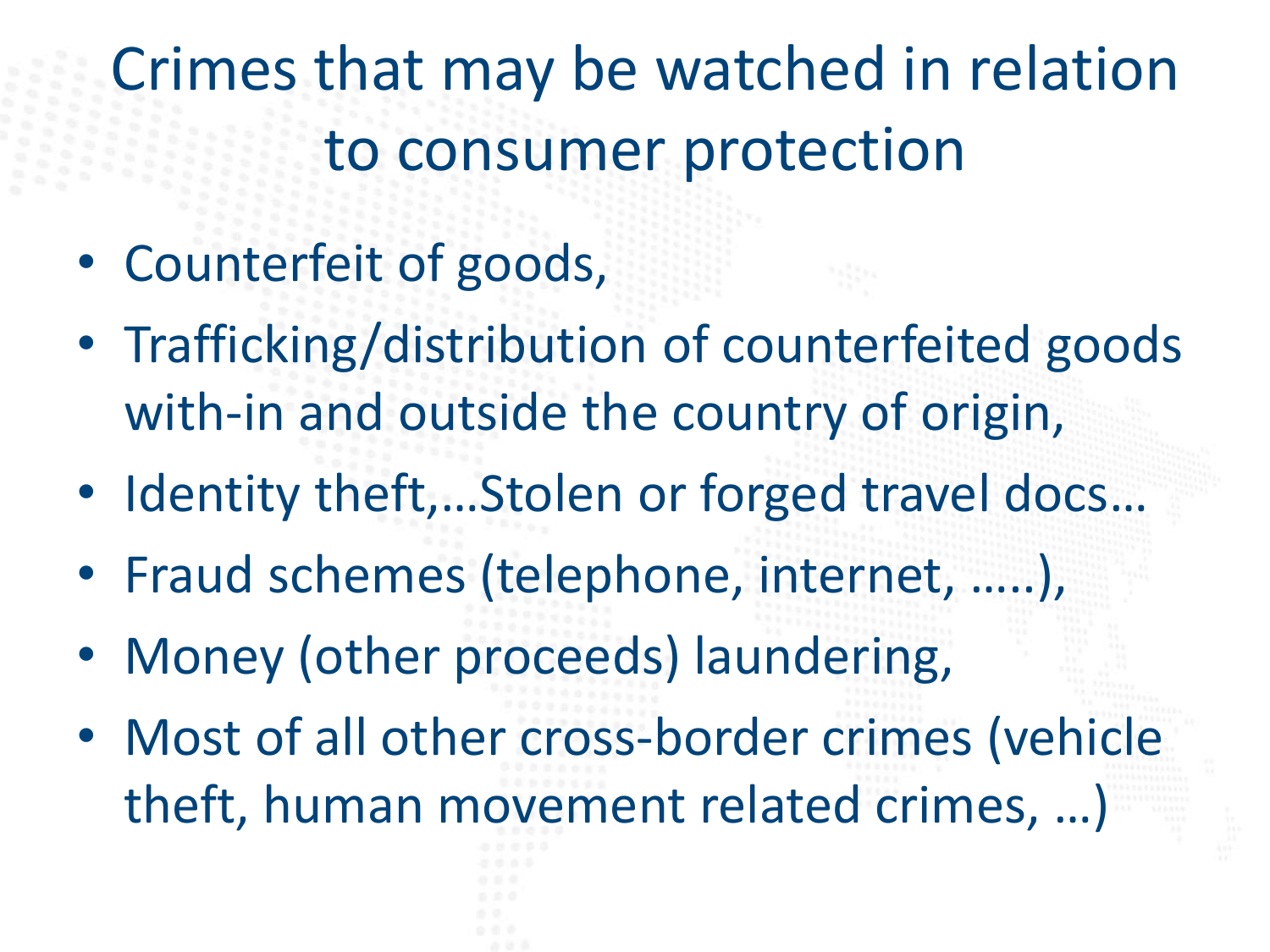# Crimes that may be watched in relation to consumer protection

- Counterfeit of goods,
- Trafficking/distribution of counterfeited goods with-in and outside the country of origin,
- Identity theft,…Stolen or forged travel docs…
- Fraud schemes (telephone, internet, …..),
- Money (other proceeds) laundering,
- Most of all other cross-border crimes (vehicle theft, human movement related crimes, …)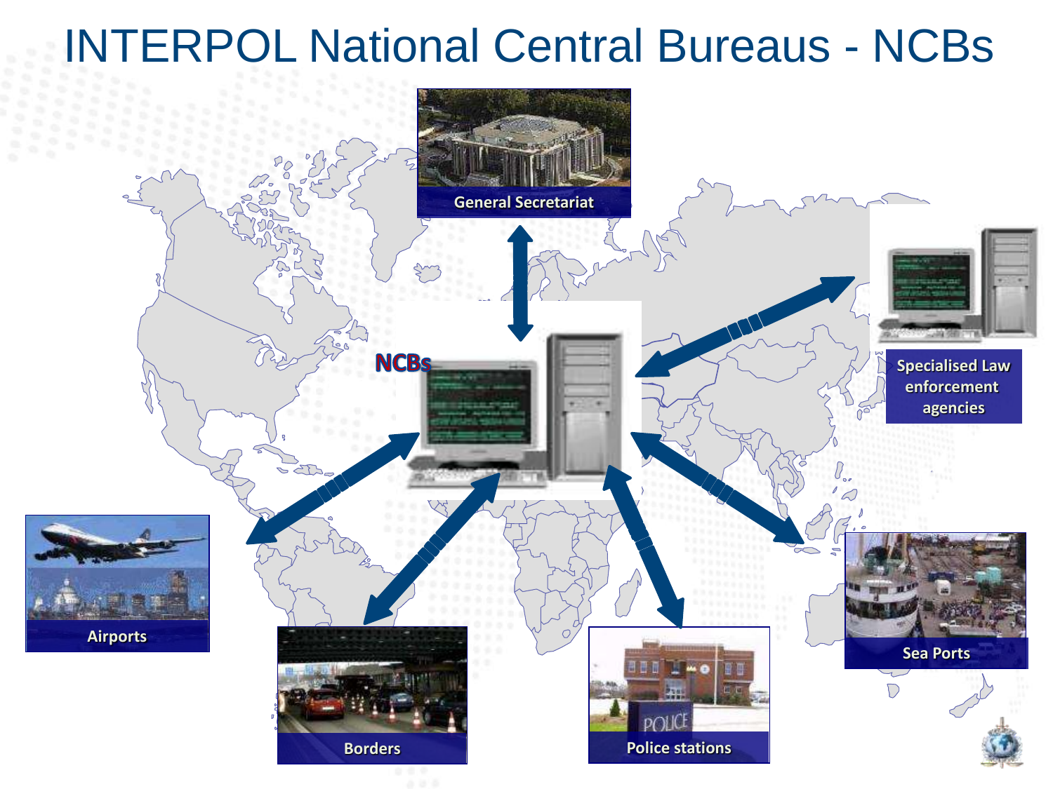# INTERPOL National Central Bureaus - NCBs

General Secretariat

NCBs

Specialised Law enforcement agencies

Airports

Borders

Police stations

Sea Ports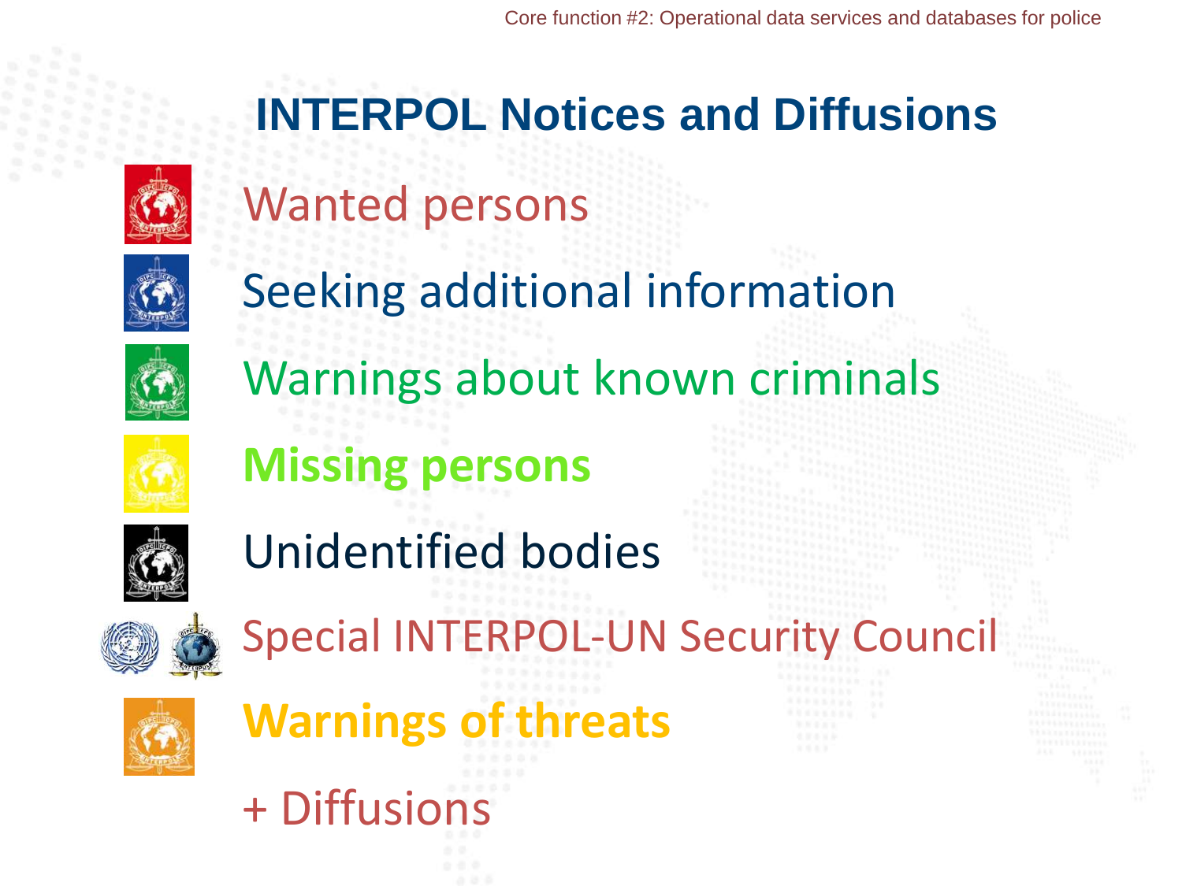# INTERPOL Notices and Diffusions

- Wanted persons
- Seeking additional information
- Warnings about known criminals
- **Missing persons**
- Unidentified bodies
- Special INTERPOL-UN Security Council
- **Warnings of threats**
- + Diffusions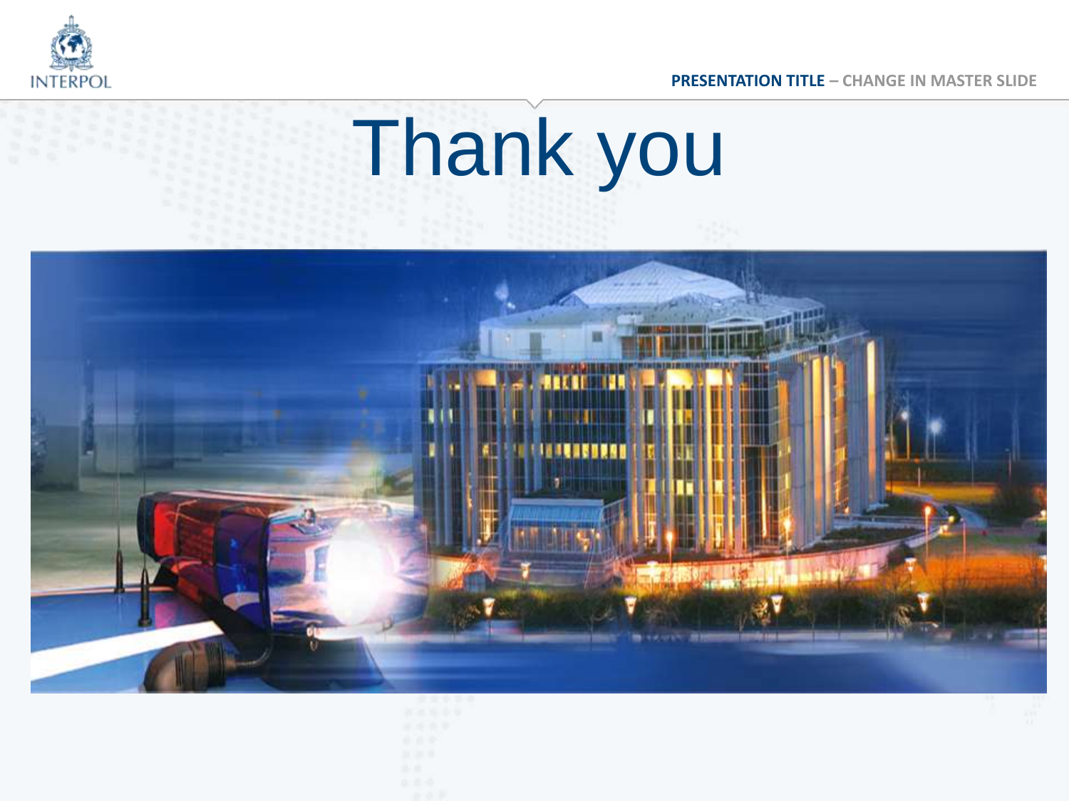# Thank you